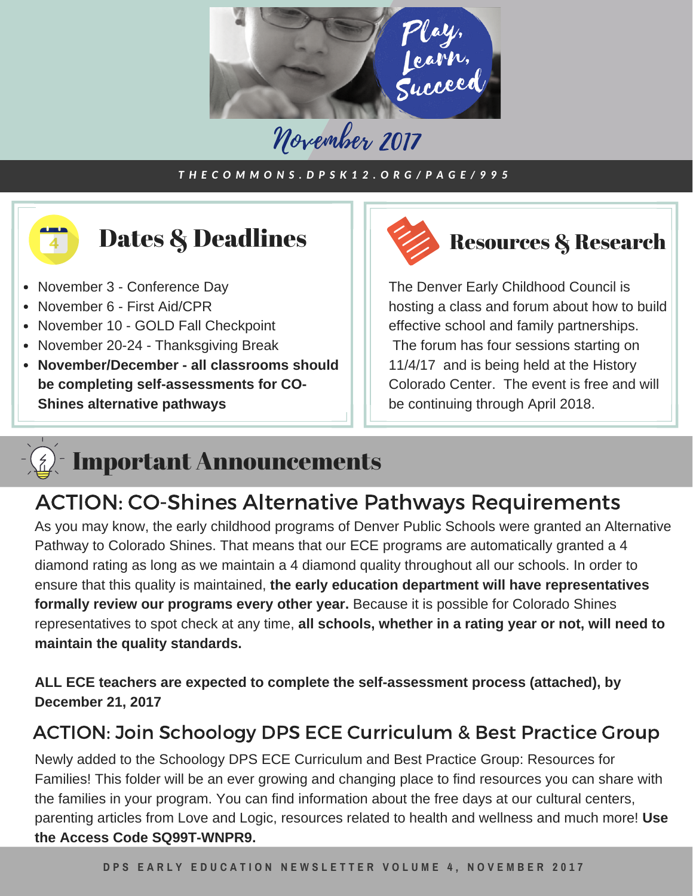Play, Learn, Succeed

# November 2017

THECOMMONS.DPSK12.ORG/PAGE/995

## Dates & Deadlines

- November 3 - Conference Day
- November 6 - First Aid/CPR
- November 10 - GOLD Fall Checkpoint
- November 20-24 - Thanksgiving Break
- **November/December - all classrooms should be completing self-assessments for CO-Shines alternative pathways**

## Resources & Research

The Denver Early Childhood Council is hosting a class and forum about how to build effective school and family partnerships. The forum has four sessions starting on 11/4/17 and is being held at the History Colorado Center. The event is free and will be continuing through April 2018.

## Important Announcements

### ACTION: CO-Shines Alternative Pathways Requirements

As you may know, the early childhood programs of Denver Public Schools were granted an Alternative Pathway to Colorado Shines. That means that our ECE programs are automatically granted a 4 diamond rating as long as we maintain a 4 diamond quality throughout all our schools. In order to ensure that this quality is maintained, **the early education department will have representatives formally review our programs every other year.** Because it is possible for Colorado Shines representatives to spot check at any time, **all schools, whether in a rating year or not, will need to maintain the quality standards.**

**ALL ECE teachers are expected to complete the self-assessment process (attached), by December 21, 2017**

### ACTION: Join Schoology DPS ECE Curriculum & Best Practice Group

Newly added to the Schoology DPS ECE Curriculum and Best Practice Group: Resources for Families! This folder will be an ever growing and changing place to find resources you can share with the families in your program. You can find information about the free days at our cultural centers, parenting articles from Love and Logic, resources related to health and wellness and much more! **Use the Access Code SQ99T-WNPR9.**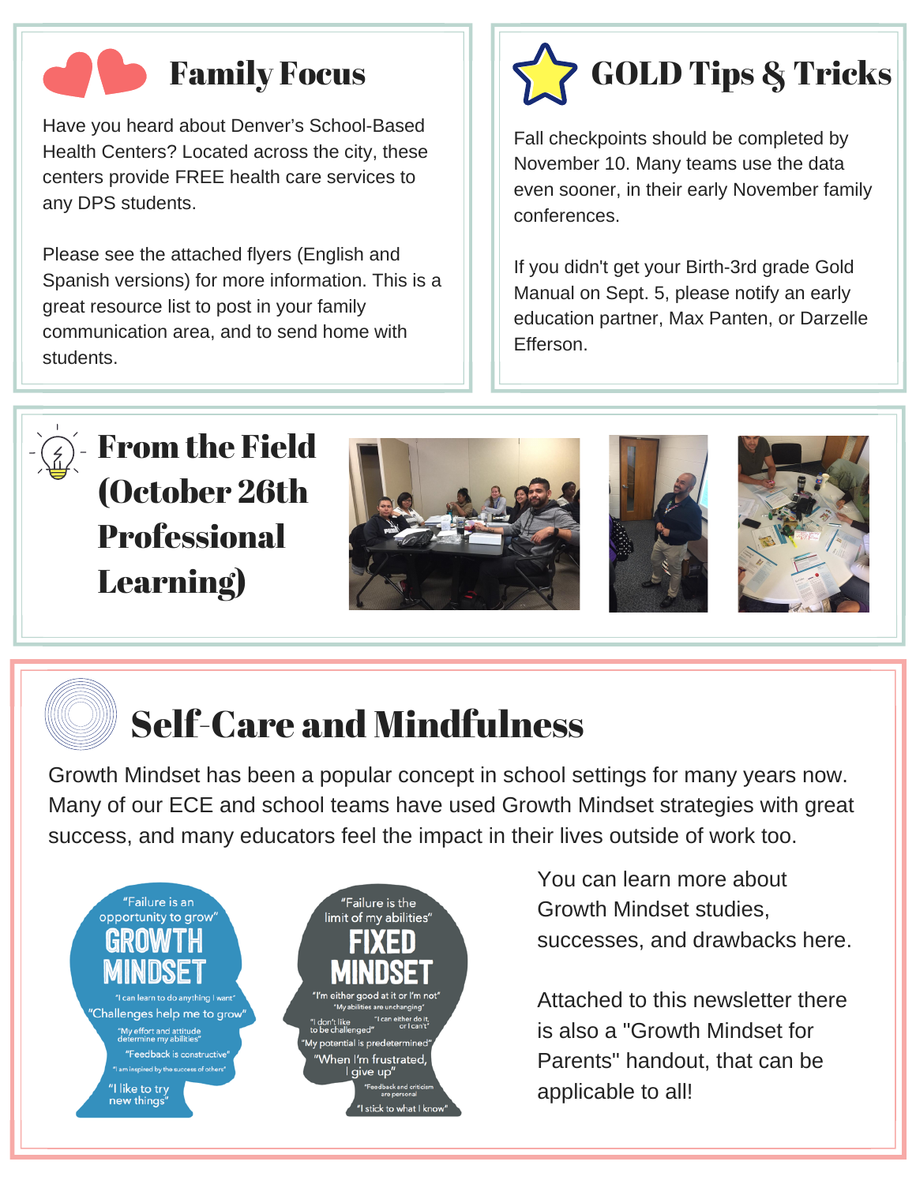## Family Focus

Have you heard about Denver's School-Based Health Centers? Located across the city, these centers provide FREE health care services to any DPS students.

Please see the attached flyers (English and Spanish versions) for more information. This is a great resource list to post in your family communication area, and to send home with students.

## GOLD Tips & Tricks

Fall checkpoints should be completed by November 10. Many teams use the data even sooner, in their early November family conferences.

If you didn't get your Birth-3rd grade Gold Manual on Sept. 5, please notify an early education partner, Max Panten, or Darzelle Efferson.

## From the Field (October 26th Professional Learning)

## Self-Care and Mindfulness

Growth Mindset has been a popular concept in school settings for many years now. Many of our ECE and school teams have used Growth Mindset strategies with great success, and many educators feel the impact in their lives outside of work too.

"Failure is an opportunity to grow"
GROWTH MINDSET
"I can learn to do anything I want"
"Challenges help me to grow"
"My effort and attitude determine my abilities"
"Feedback is constructive"
"I am inspired by the success of others"
"I like to try new things"

"Failure is the limit of my abilities"
FIXED MINDSET
"I'm either good at it or I'm not"
"My abilities are unchanging"
"I don't like to be challenged"
"I can either do it, or I can't"
"My potential is predetermined"
"When I'm frustrated, I give up"
"Feedback and criticism are personal"
"I stick to what I know"

You can learn more about Growth Mindset studies, successes, and drawbacks here.

Attached to this newsletter there is also a "Growth Mindset for Parents" handout, that can be applicable to all!